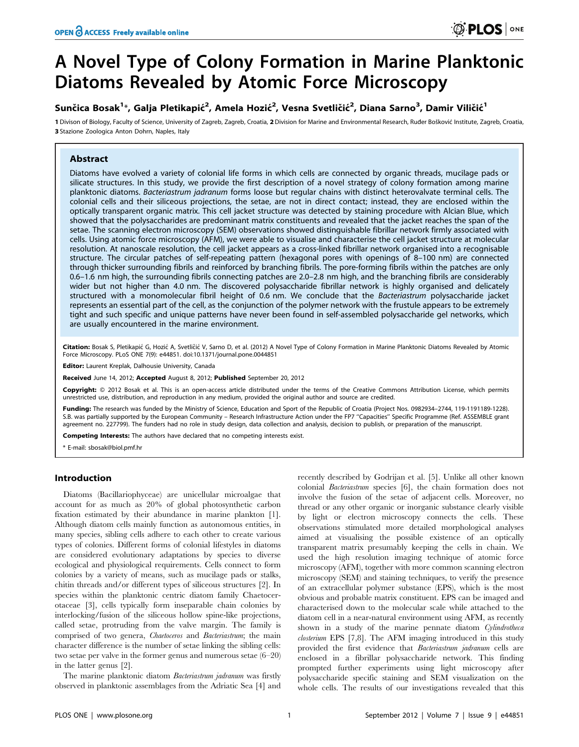# A Novel Type of Colony Formation in Marine Planktonic Diatoms Revealed by Atomic Force Microscopy

**Sunčica Bosak[1]*, Galja Pletikapić[2], Amela Hozić[2], Vesna Svetličić[2], Diana Sarno[3], Damir Viličić[1]**

1 Divison of Biology, Faculty of Science, University of Zagreb, Zagreb, Croatia, 2 Division for Marine and Environmental Research, Ruđer Bošković Institute, Zagreb, Croatia, 3 Stazione Zoologica Anton Dohrn, Naples, Italy

## Abstract

Diatoms have evolved a variety of colonial life forms in which cells are connected by organic threads, mucilage pads or silicate structures. In this study, we provide the first description of a novel strategy of colony formation among marine planktonic diatoms. *Bacteriastrum jadranum* forms loose but regular chains with distinct heterovalvate terminal cells. The colonial cells and their siliceous projections, the setae, are not in direct contact; instead, they are enclosed within the optically transparent organic matrix. This cell jacket structure was detected by staining procedure with Alcian Blue, which showed that the polysaccharides are predominant matrix constituents and revealed that the jacket reaches the span of the setae. The scanning electron microscopy (SEM) observations showed distinguishable fibrillar network firmly associated with cells. Using atomic force microscopy (AFM), we were able to visualise and characterise the cell jacket structure at molecular resolution. At nanoscale resolution, the cell jacket appears as a cross-linked fibrillar network organised into a recognisable structure. The circular patches of self-repeating pattern (hexagonal pores with openings of 8–100 nm) are connected through thicker surrounding fibrils and reinforced by branching fibrils. The pore-forming fibrils within the patches are only 0.6–1.6 nm high, the surrounding fibrils connecting patches are 2.0–2.8 nm high, and the branching fibrils are considerably wider but not higher than 4.0 nm. The discovered polysaccharide fibrillar network is highly organised and delicately structured with a monomolecular fibril height of 0.6 nm. We conclude that the *Bacteriastrum* polysaccharide jacket represents an essential part of the cell, as the conjunction of the polymer network with the frustule appears to be extremely tight and such specific and unique patterns have never been found in self-assembled polysaccharide gel networks, which are usually encountered in the marine environment.

**Citation:** Bosak S, Pletikapić G, Hozić A, Svetličić V, Sarno D, et al. (2012) A Novel Type of Colony Formation in Marine Planktonic Diatoms Revealed by Atomic Force Microscopy. PLoS ONE 7(9): e44851. doi:10.1371/journal.pone.0044851

**Editor:** Laurent Kreplak, Dalhousie University, Canada

**Received** June 14, 2012; **Accepted** August 8, 2012; **Published** September 20, 2012

**Copyright:** © 2012 Bosak et al. This is an open-access article distributed under the terms of the Creative Commons Attribution License, which permits unrestricted use, distribution, and reproduction in any medium, provided the original author and source are credited.

**Funding:** The research was funded by the Ministry of Science, Education and Sport of the Republic of Croatia (Project Nos. 0982934–2744, 119-1191189-1228). S.B. was partially supported by the European Community – Research Infrastructure Action under the FP7 "Capacities" Specific Programme (Ref. ASSEMBLE grant agreement no. 227799). The funders had no role in study design, data collection and analysis, decision to publish, or preparation of the manuscript.

**Competing Interests:** The authors have declared that no competing interests exist.

\* E-mail: sbosak@biol.pmf.hr

## Introduction

Diatoms (Bacillariophyceae) are unicellular microalgae that account for as much as 20% of global photosynthetic carbon fixation estimated by their abundance in marine plankton [1]. Although diatom cells mainly function as autonomous entities, in many species, sibling cells adhere to each other to create various types of colonies. Different forms of colonial lifestyles in diatoms are considered evolutionary adaptations by species to diverse ecological and physiological requirements. Cells connect to form colonies by a variety of means, such as mucilage pads or stalks, chitin threads and/or different types of siliceous structures [2]. In species within the planktonic centric diatom family Chaetocerotaceae [3], cells typically form inseparable chain colonies by interlocking/fusion of the siliceous hollow spine-like projections, called setae, protruding from the valve margin. The family is comprised of two genera, *Chaetoceros* and *Bacteriastrum*; the main character difference is the number of setae linking the sibling cells: two setae per valve in the former genus and numerous setae (6–20) in the latter genus [2].

The marine planktonic diatom *Bacteriastrum jadranum* was firstly observed in planktonic assemblages from the Adriatic Sea [4] and recently described by Godrijan et al. [5]. Unlike all other known colonial *Bacteriastrum* species [6], the chain formation does not involve the fusion of the setae of adjacent cells. Moreover, no thread or any other organic or inorganic substance clearly visible by light or electron microscopy connects the cells. These observations stimulated more detailed morphological analyses aimed at visualising the possible existence of an optically transparent matrix presumably keeping the cells in chain. We used the high resolution imaging technique of atomic force microscopy (AFM), together with more common scanning electron microscopy (SEM) and staining techniques, to verify the presence of an extracellular polymer substance (EPS), which is the most obvious and probable matrix constituent. EPS can be imaged and characterised down to the molecular scale while attached to the diatom cell in a near-natural environment using AFM, as recently shown in a study of the marine pennate diatom *Cylindrotheca closterium* EPS [7,8]. The AFM imaging introduced in this study provided the first evidence that *Bacteriastrum jadranum* cells are enclosed in a fibrillar polysaccharide network. This finding prompted further experiments using light microscopy after polysaccharide specific staining and SEM visualization on the whole cells. The results of our investigations revealed that this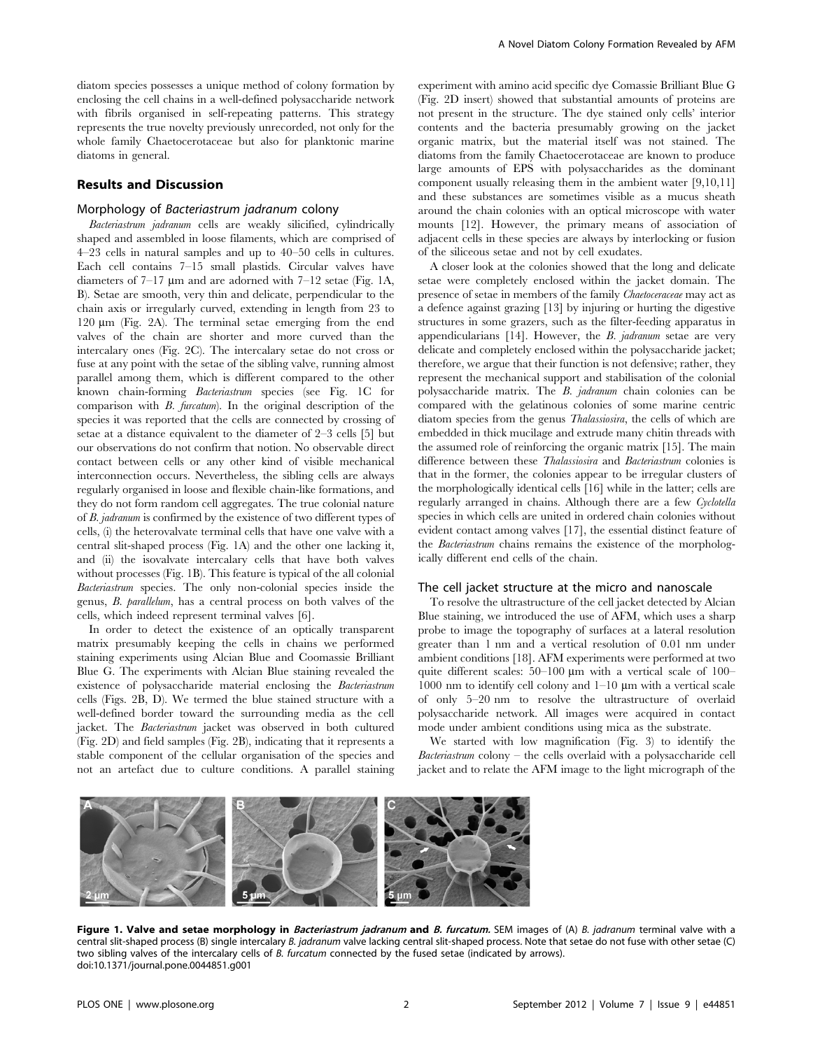diatom species possesses a unique method of colony formation by enclosing the cell chains in a well-defined polysaccharide network with fibrils organised in self-repeating patterns. This strategy represents the true novelty previously unrecorded, not only for the whole family Chaetocerotaceae but also for planktonic marine diatoms in general.

## Results and Discussion

### Morphology of *Bacteriastrum jadranum* colony

*Bacteriastrum jadranum* cells are weakly silicified, cylindrically shaped and assembled in loose filaments, which are comprised of 4–23 cells in natural samples and up to 40–50 cells in cultures. Each cell contains 7–15 small plastids. Circular valves have diameters of 7–17 µm and are adorned with 7–12 setae (Fig. 1A, B). Setae are smooth, very thin and delicate, perpendicular to the chain axis or irregularly curved, extending in length from 23 to 120 µm (Fig. 2A). The terminal setae emerging from the end valves of the chain are shorter and more curved than the intercalary ones (Fig. 2C). The intercalary setae do not cross or fuse at any point with the setae of the sibling valve, running almost parallel among them, which is different compared to the other known chain-forming *Bacteriastrum* species (see Fig. 1C for comparison with *B. furcatum*). In the original description of the species it was reported that the cells are connected by crossing of setae at a distance equivalent to the diameter of 2–3 cells [5] but our observations do not confirm that notion. No observable direct contact between cells or any other kind of visible mechanical interconnection occurs. Nevertheless, the sibling cells are always regularly organised in loose and flexible chain-like formations, and they do not form random cell aggregates. The true colonial nature of *B. jadranum* is confirmed by the existence of two different types of cells, (i) the heterovalvate terminal cells that have one valve with a central slit-shaped process (Fig. 1A) and the other one lacking it, and (ii) the isovalvate intercalary cells that have both valves without processes (Fig. 1B). This feature is typical of the all colonial *Bacteriastrum* species. The only non-colonial species inside the genus, *B. parallelum*, has a central process on both valves of the cells, which indeed represent terminal valves [6].

In order to detect the existence of an optically transparent matrix presumably keeping the cells in chains we performed staining experiments using Alcian Blue and Coomassie Brilliant Blue G. The experiments with Alcian Blue staining revealed the existence of polysaccharide material enclosing the *Bacteriastrum* cells (Figs. 2B, D). We termed the blue stained structure with a well-defined border toward the surrounding media as the cell jacket. The *Bacteriastrum* jacket was observed in both cultured (Fig. 2D) and field samples (Fig. 2B), indicating that it represents a stable component of the cellular organisation of the species and not an artefact due to culture conditions. A parallel staining experiment with amino acid specific dye Comassie Brilliant Blue G (Fig. 2D insert) showed that substantial amounts of proteins are not present in the structure. The dye stained only cells' interior contents and the bacteria presumably growing on the jacket organic matrix, but the material itself was not stained. The diatoms from the family Chaetocerotaceae are known to produce large amounts of EPS with polysaccharides as the dominant component usually releasing them in the ambient water [9,10,11] and these substances are sometimes visible as a mucus sheath around the chain colonies with an optical microscope with water mounts [12]. However, the primary means of association of adjacent cells in these species are always by interlocking or fusion of the siliceous setae and not by cell exudates.

A closer look at the colonies showed that the long and delicate setae were completely enclosed within the jacket domain. The presence of setae in members of the family *Chaetoceraceae* may act as a defence against grazing [13] by injuring or hurting the digestive structures in some grazers, such as the filter-feeding apparatus in appendicularians [14]. However, the *B. jadranum* setae are very delicate and completely enclosed within the polysaccharide jacket; therefore, we argue that their function is not defensive; rather, they represent the mechanical support and stabilisation of the colonial polysaccharide matrix. The *B. jadranum* chain colonies can be compared with the gelatinous colonies of some marine centric diatom species from the genus *Thalassiosira*, the cells of which are embedded in thick mucilage and extrude many chitin threads with the assumed role of reinforcing the organic matrix [15]. The main difference between these *Thalassiosira* and *Bacteriastrum* colonies is that in the former, the colonies appear to be irregular clusters of the morphologically identical cells [16] while in the latter; cells are regularly arranged in chains. Although there are a few *Cyclotella* species in which cells are united in ordered chain colonies without evident contact among valves [17], the essential distinct feature of the *Bacteriastrum* chains remains the existence of the morphologically different end cells of the chain.

### The cell jacket structure at the micro and nanoscale

To resolve the ultrastructure of the cell jacket detected by Alcian Blue staining, we introduced the use of AFM, which uses a sharp probe to image the topography of surfaces at a lateral resolution greater than 1 nm and a vertical resolution of 0.01 nm under ambient conditions [18]. AFM experiments were performed at two quite different scales: 50–100 µm with a vertical scale of 100–1000 nm to identify cell colony and 1–10 µm with a vertical scale of only 5–20 nm to resolve the ultrastructure of overlaid polysaccharide network. All images were acquired in contact mode under ambient conditions using mica as the substrate.

We started with low magnification (Fig. 3) to identify the *Bacteriastrum* colony – the cells overlaid with a polysaccharide cell jacket and to relate the AFM image to the light micrograph of the

**Figure 1. Valve and setae morphology in *Bacteriastrum jadranum* and *B. furcatum*.** SEM images of (A) *B. jadranum* terminal valve with a central slit-shaped process (B) single intercalary *B. jadranum* valve lacking central slit-shaped process. Note that setae do not fuse with other setae (C) two sibling valves of the intercalary cells of *B. furcatum* connected by the fused setae (indicated by arrows).
doi:10.1371/journal.pone.0044851.g001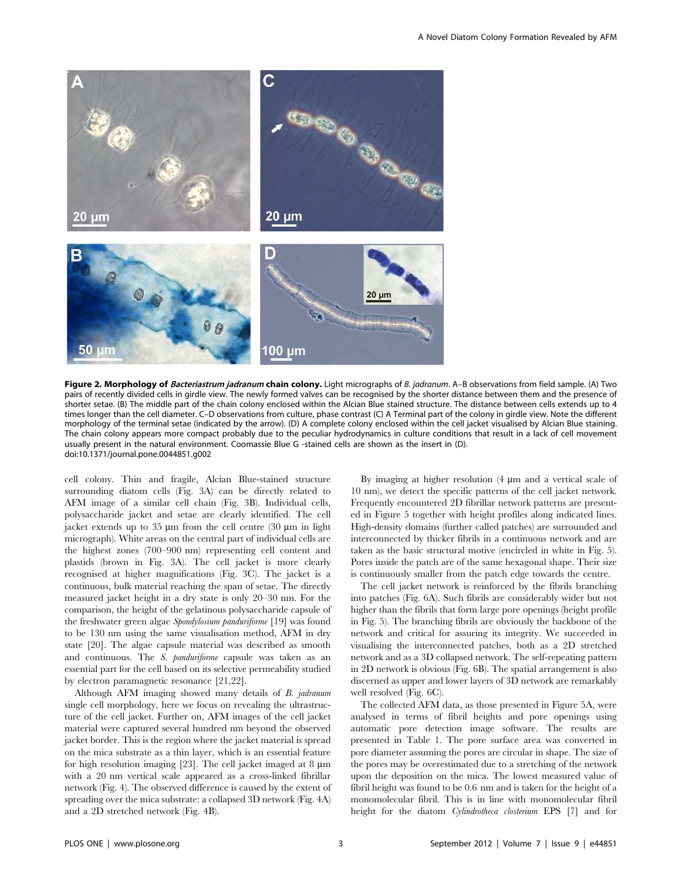**Figure 2. Morphology of *Bacteriastrum jadranum* chain colony.** Light micrographs of *B. jadranum*. A–B observations from field sample. (A) Two pairs of recently divided cells in girdle view. The newly formed valves can be recognised by the shorter distance between them and the presence of shorter setae. (B) The middle part of the chain colony enclosed within the Alcian Blue stained structure. The distance between cells extends up to 4 times longer than the cell diameter. C–D observations from culture, phase contrast (C) A Terminal part of the colony in girdle view. Note the different morphology of the terminal setae (indicated by the arrow). (D) A complete colony enclosed within the cell jacket visualised by Alcian Blue staining. The chain colony appears more compact probably due to the peculiar hydrodynamics in culture conditions that result in a lack of cell movement usually present in the natural environment. Coomassie Blue G -stained cells are shown as the insert in (D).
doi:10.1371/journal.pone.0044851.g002

cell colony. Thin and fragile, Alcian Blue-stained structure surrounding diatom cells (Fig. 3A) can be directly related to AFM image of a similar cell chain (Fig. 3B). Individual cells, polysaccharide jacket and setae are clearly identified. The cell jacket extends up to 35 µm from the cell centre (30 µm in light micrograph). White areas on the central part of individual cells are the highest zones (700–900 nm) representing cell content and plastids (brown in Fig. 3A). The cell jacket is more clearly recognised at higher magnifications (Fig. 3C). The jacket is a continuous, bulk material reaching the span of setae. The directly measured jacket height in a dry state is only 20–30 nm. For the comparison, the height of the gelatinous polysaccharide capsule of the freshwater green algae *Spondylosium panduriforme* [19] was found to be 130 nm using the same visualisation method, AFM in dry state [20]. The algae capsule material was described as smooth and continuous. The *S. panduriforme* capsule was taken as an essential part for the cell based on its selective permeability studied by electron paramagnetic resonance [21,22].

Although AFM imaging showed many details of *B. jadranum* single cell morphology, here we focus on revealing the ultrastructure of the cell jacket. Further on, AFM images of the cell jacket material were captured several hundred nm beyond the observed jacket border. This is the region where the jacket material is spread on the mica substrate as a thin layer, which is an essential feature for high resolution imaging [23]. The cell jacket imaged at 8 µm with a 20 nm vertical scale appeared as a cross-linked fibrillar network (Fig. 4). The observed difference is caused by the extent of spreading over the mica substrate: a collapsed 3D network (Fig. 4A) and a 2D stretched network (Fig. 4B).

By imaging at higher resolution (4 µm and a vertical scale of 10 nm), we detect the specific patterns of the cell jacket network. Frequently encountered 2D fibrillar network patterns are presented in Figure 5 together with height profiles along indicated lines. High-density domains (further called patches) are surrounded and interconnected by thicker fibrils in a continuous network and are taken as the basic structural motive (encircled in white in Fig. 5). Pores inside the patch are of the same hexagonal shape. Their size is continuously smaller from the patch edge towards the centre.

The cell jacket network is reinforced by the fibrils branching into patches (Fig. 6A). Such fibrils are considerably wider but not higher than the fibrils that form large pore openings (height profile in Fig. 5). The branching fibrils are obviously the backbone of the network and critical for assuring its integrity. We succeeded in visualising the interconnected patches, both as a 2D stretched network and as a 3D collapsed network. The self-repeating pattern in 2D network is obvious (Fig. 6B). The spatial arrangement is also discerned as upper and lower layers of 3D network are remarkably well resolved (Fig. 6C).

The collected AFM data, as those presented in Figure 5A, were analysed in terms of fibril heights and pore openings using automatic pore detection image software. The results are presented in Table 1. The pore surface area was converted in pore diameter assuming the pores are circular in shape. The size of the pores may be overestimated due to a stretching of the network upon the deposition on the mica. The lowest measured value of fibril height was found to be 0.6 nm and is taken for the height of a monomolecular fibril. This is in line with monomolecular fibril height for the diatom *Cylindrotheca closterium* EPS [7] and for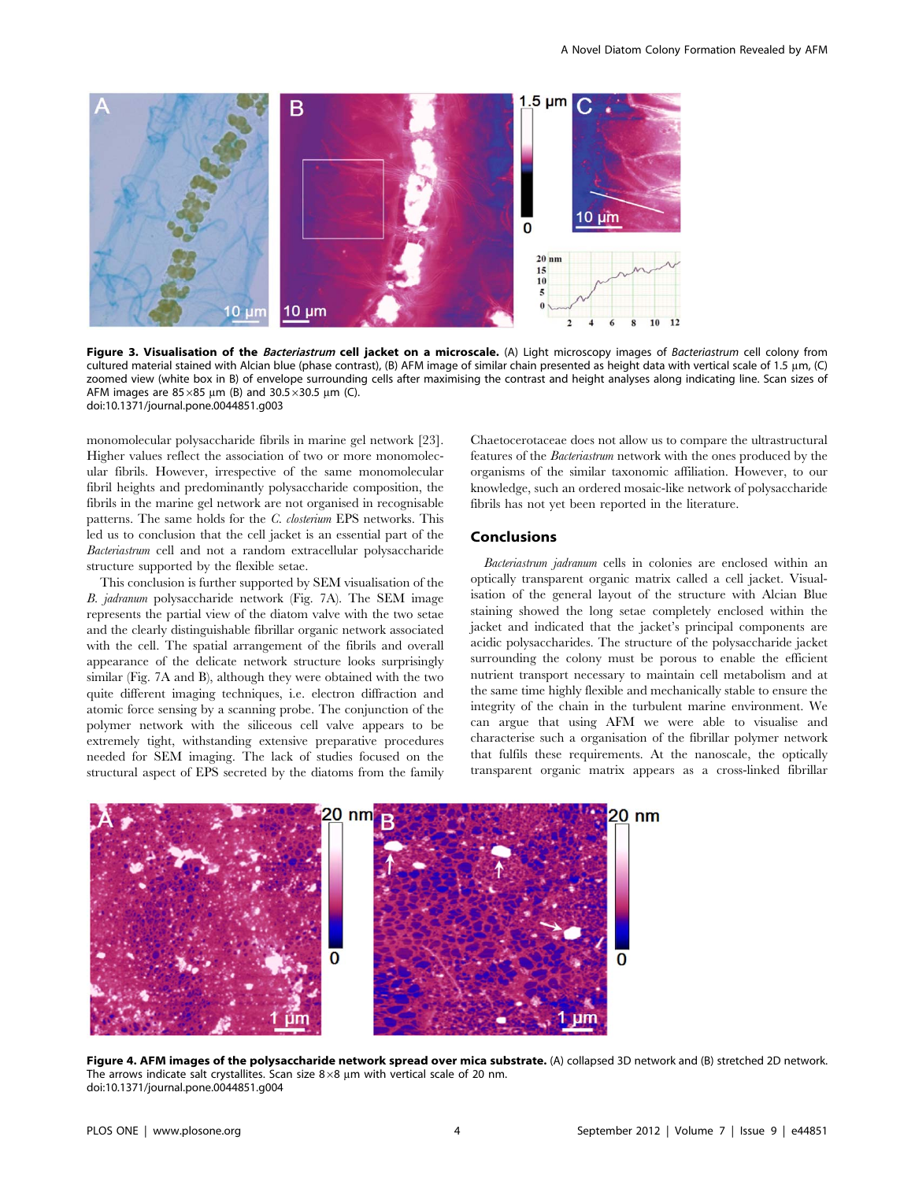A 10 µm

B 10 µm

1.5 µm

0

C 10 µm

20 nm
15
10
5
0
2 4 6 8 10 12

**Figure 3. Visualisation of the *Bacteriastrum* cell jacket on a microscale.** (A) Light microscopy images of *Bacteriastrum* cell colony from cultured material stained with Alcian blue (phase contrast), (B) AFM image of similar chain presented as height data with vertical scale of 1.5 µm, (C) zoomed view (white box in B) of envelope surrounding cells after maximising the contrast and height analyses along indicating line. Scan sizes of AFM images are 85×85 µm (B) and 30.5×30.5 µm (C).
doi:10.1371/journal.pone.0044851.g003

monomolecular polysaccharide fibrils in marine gel network [23]. Higher values reflect the association of two or more monomolecular fibrils. However, irrespective of the same monomolecular fibril heights and predominantly polysaccharide composition, the fibrils in the marine gel network are not organised in recognisable patterns. The same holds for the *C. closterium* EPS networks. This led us to conclusion that the cell jacket is an essential part of the *Bacteriastrum* cell and not a random extracellular polysaccharide structure supported by the flexible setae.

This conclusion is further supported by SEM visualisation of the *B. jadranum* polysaccharide network (Fig. 7A). The SEM image represents the partial view of the diatom valve with the two setae and the clearly distinguishable fibrillar organic network associated with the cell. The spatial arrangement of the fibrils and overall appearance of the delicate network structure looks surprisingly similar (Fig. 7A and B), although they were obtained with the two quite different imaging techniques, i.e. electron diffraction and atomic force sensing by a scanning probe. The conjunction of the polymer network with the siliceous cell valve appears to be extremely tight, withstanding extensive preparative procedures needed for SEM imaging. The lack of studies focused on the structural aspect of EPS secreted by the diatoms from the family Chaetocerotaceae does not allow us to compare the ultrastructural features of the *Bacteriastrum* network with the ones produced by the organisms of the similar taxonomic affiliation. However, to our knowledge, such an ordered mosaic-like network of polysaccharide fibrils has not yet been reported in the literature.

## Conclusions

*Bacteriastrum jadranum* cells in colonies are enclosed within an optically transparent organic matrix called a cell jacket. Visualisation of the general layout of the structure with Alcian Blue staining showed the long setae completely enclosed within the jacket and indicated that the jacket's principal components are acidic polysaccharides. The structure of the polysaccharide jacket surrounding the colony must be porous to enable the efficient nutrient transport necessary to maintain cell metabolism and at the same time highly flexible and mechanically stable to ensure the integrity of the chain in the turbulent marine environment. We can argue that using AFM we were able to visualise and characterise such a organisation of the fibrillar polymer network that fulfils these requirements. At the nanoscale, the optically transparent organic matrix appears as a cross-linked fibrillar

A 20 nm 0 1 µm

B 20 nm 0 1 µm

**Figure 4. AFM images of the polysaccharide network spread over mica substrate.** (A) collapsed 3D network and (B) stretched 2D network. The arrows indicate salt crystallites. Scan size 8×8 µm with vertical scale of 20 nm.
doi:10.1371/journal.pone.0044851.g004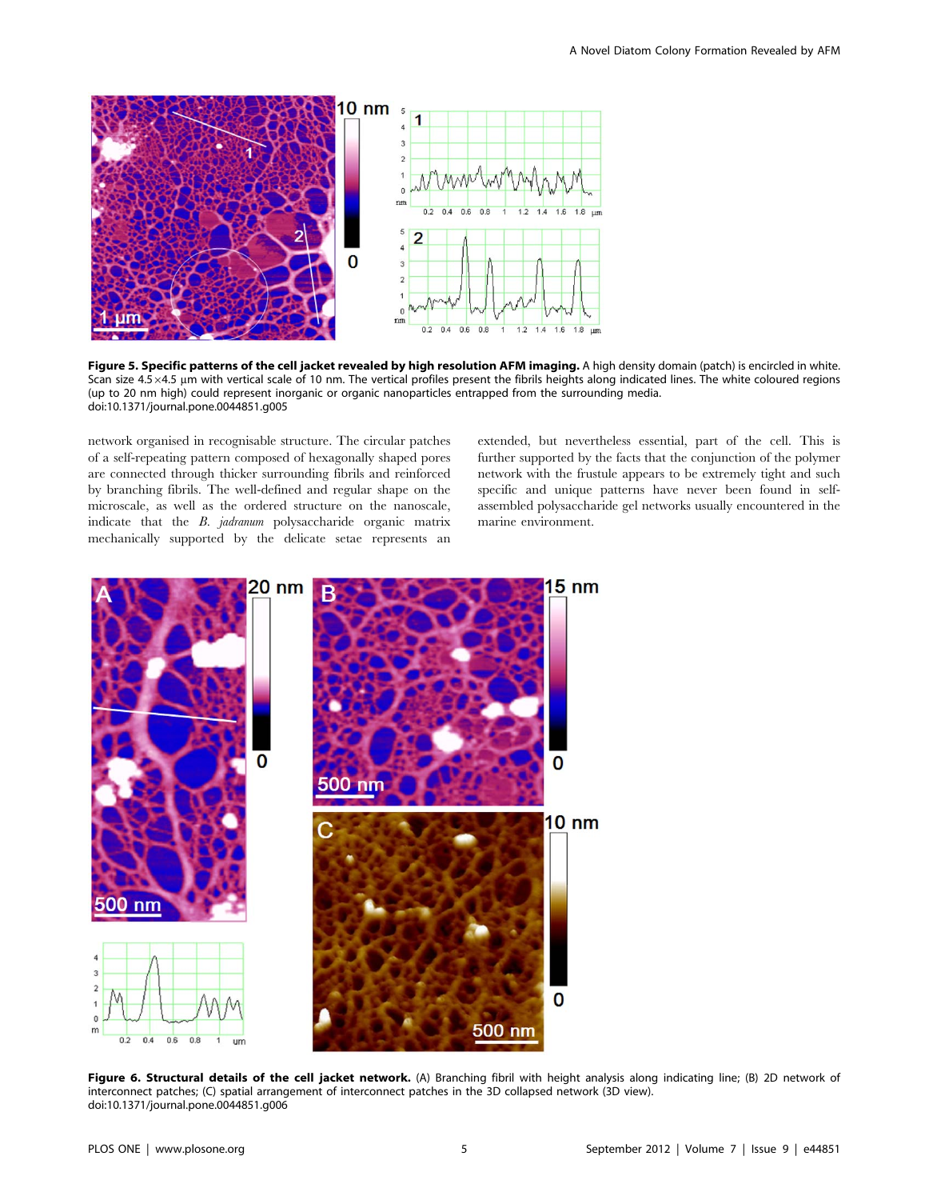**Figure 5. Specific patterns of the cell jacket revealed by high resolution AFM imaging.** A high density domain (patch) is encircled in white. Scan size 4.5×4.5 μm with vertical scale of 10 nm. The vertical profiles present the fibrils heights along indicated lines. The white coloured regions (up to 20 nm high) could represent inorganic or organic nanoparticles entrapped from the surrounding media.
doi:10.1371/journal.pone.0044851.g005

network organised in recognisable structure. The circular patches of a self-repeating pattern composed of hexagonally shaped pores are connected through thicker fibrils surrounding fibrils and reinforced by branching fibrils. The well-defined and regular shape on the microscale, as well as the ordered structure on the nanoscale, indicate that the *B. jadranum* polysaccharide organic matrix mechanically supported by the delicate setae represents an extended, but nevertheless essential, part of the cell. This is further supported by the facts that the conjunction of the polymer network with the frustule appears to be extremely tight and such specific and unique patterns have never been found in self-assembled polysaccharide gel networks usually encountered in the marine environment.

**Figure 6. Structural details of the cell jacket network.** (A) Branching fibril with height analysis along indicating line; (B) 2D network of interconnect patches; (C) spatial arrangement of interconnect patches in the 3D collapsed network (3D view).
doi:10.1371/journal.pone.0044851.g006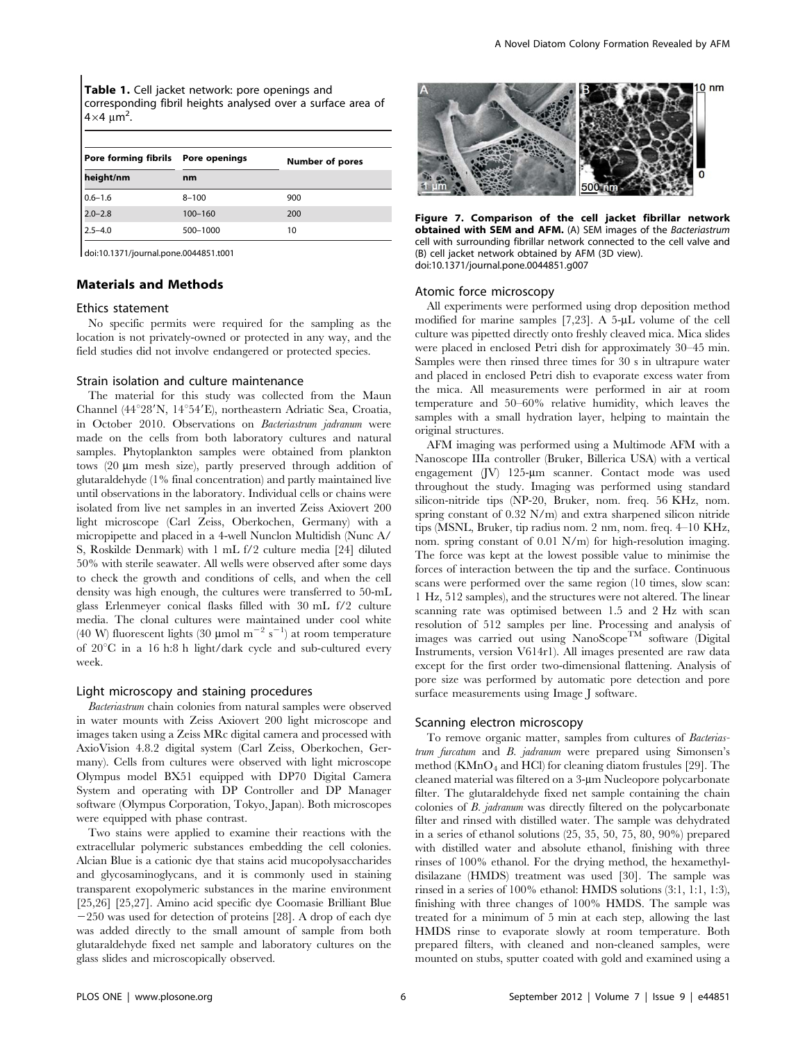**Table 1.** Cell jacket network: pore openings and corresponding fibril heights analysed over a surface area of $4 \times 4\ \mu m^2$.

| Pore forming fibrils height/nm | Pore openings nm | Number of pores |
|---|---|---|
| 0.6–1.6 | 8–100 | 900 |
| 2.0–2.8 | 100–160 | 200 |
| 2.5–4.0 | 500–1000 | 10 |

doi:10.1371/journal.pone.0044851.t001

## Materials and Methods

### Ethics statement

No specific permits were required for the sampling as the location is not privately-owned or protected in any way, and the field studies did not involve endangered or protected species.

### Strain isolation and culture maintenance

The material for this study was collected from the Maun Channel (44°28′N, 14°54′E), northeastern Adriatic Sea, Croatia, in October 2010. Observations on *Bacteriastrum jadranum* were made on the cells from both laboratory cultures and natural samples. Phytoplankton samples were obtained from plankton tows (20 µm mesh size), partly preserved through addition of glutaraldehyde (1% final concentration) and partly maintained live until observations in the laboratory. Individual cells or chains were isolated from live net samples in an inverted Zeiss Axiovert 200 light microscope (Carl Zeiss, Oberkochen, Germany) with a micropipette and placed in a 4-well Nunclon Multidish (Nunc A/S, Roskilde Denmark) with 1 mL f/2 culture media [24] diluted 50% with sterile seawater. All wells were observed after some days to check the growth and conditions of cells, and when the cell density was high enough, the cultures were transferred to 50-mL glass Erlenmeyer conical flasks filled with 30 mL f/2 culture media. The clonal cultures were maintained under cool white (40 W) fluorescent lights (30 µmol $m^{-2}$ $s^{-1}$) at room temperature of 20°C in a 16 h:8 h light/dark cycle and sub-cultured every week.

### Light microscopy and staining procedures

*Bacteriastrum* chain colonies from natural samples were observed in water mounts with Zeiss Axiovert 200 light microscope and images taken using a Zeiss MRc digital camera and processed with AxioVision 4.8.2 digital system (Carl Zeiss, Oberkochen, Germany). Cells from cultures were observed with light microscope Olympus model BX51 equipped with DP70 Digital Camera System and operating with DP Controller and DP Manager software (Olympus Corporation, Tokyo, Japan). Both microscopes were equipped with phase contrast.

Two stains were applied to examine their reactions with the extracellular polymeric substances embedding the cell colonies. Alcian Blue is a cationic dye that stains acid mucopolysaccharides and glycosaminoglycans, and it is commonly used in staining transparent exopolymeric substances in the marine environment [25,26] [25,27]. Amino acid specific dye Coomasie Brilliant Blue −250 was used for detection of proteins [28]. A drop of each dye was added directly to the small amount of sample from both glutaraldehyde fixed net sample and laboratory cultures on the glass slides and microscopically observed.

**Figure 7. Comparison of the cell jacket fibrillar network obtained with SEM and AFM.** (A) SEM images of the *Bacteriastrum* cell with surrounding fibrillar network connected to the cell valve and (B) cell jacket network obtained by AFM (3D view).
doi:10.1371/journal.pone.0044851.g007

### Atomic force microscopy

All experiments were performed using drop deposition method modified for marine samples [7,23]. A 5-µL volume of the cell culture was pipetted directly onto freshly cleaved mica. Mica slides were placed in enclosed Petri dish for approximately 30–45 min. Samples were then rinsed three times for 30 s in ultrapure water and placed in enclosed Petri dish to evaporate excess water from the mica. All measurements were performed in air at room temperature and 50–60% relative humidity, which leaves the samples with a small hydration layer, helping to maintain the original structures.

AFM imaging was performed using a Multimode AFM with a Nanoscope IIIa controller (Bruker, Billerica USA) with a vertical engagement (JV) 125-µm scanner. Contact mode was used throughout the study. Imaging was performed using standard silicon-nitride tips (NP-20, Bruker, nom. freq. 56 KHz, nom. spring constant of 0.32 N/m) and extra sharpened silicon nitride tips (MSNL, Bruker, tip radius nom. 2 nm, nom. freq. 4–10 KHz, nom. spring constant of 0.01 N/m) for high-resolution imaging. The force was kept at the lowest possible value to minimise the forces of interaction between the tip and the surface. Continuous scans were performed over the same region (10 times, slow scan: 1 Hz, 512 samples), and the structures were not altered. The linear scanning rate was optimised between 1.5 and 2 Hz with scan resolution of 512 samples per line. Processing and analysis of images was carried out using NanoScope™ software (Digital Instruments, version V614r1). All images presented are raw data except for the first order two-dimensional flattening. Analysis of pore size was performed by automatic pore detection and pore surface measurements using Image J software.

### Scanning electron microscopy

To remove organic matter, samples from cultures of *Bacteriastrum furcatum* and *B. jadranum* were prepared using Simonsen's method ($KMnO_4$ and HCl) for cleaning diatom frustules [29]. The cleaned material was filtered on a 3-µm Nucleopore polycarbonate filter. The glutaraldehyde fixed net sample containing the chain colonies of *B. jadranum* was directly filtered on the polycarbonate filter and rinsed with distilled water. The sample was dehydrated in a series of ethanol solutions (25, 35, 50, 75, 80, 90%) prepared with distilled water and absolute ethanol, finishing with three rinses of 100% ethanol. For the drying method, the hexamethyldisilazane (HMDS) treatment was used [30]. The sample was rinsed in a series of 100% ethanol: HMDS solutions (3:1, 1:1, 1:3), finishing with three changes of 100% HMDS. The sample was treated for a minimum of 5 min at each step, allowing the last HMDS rinse to evaporate slowly at room temperature. Both prepared filters, with cleaned and non-cleaned samples, were mounted on stubs, sputter coated with gold and examined using a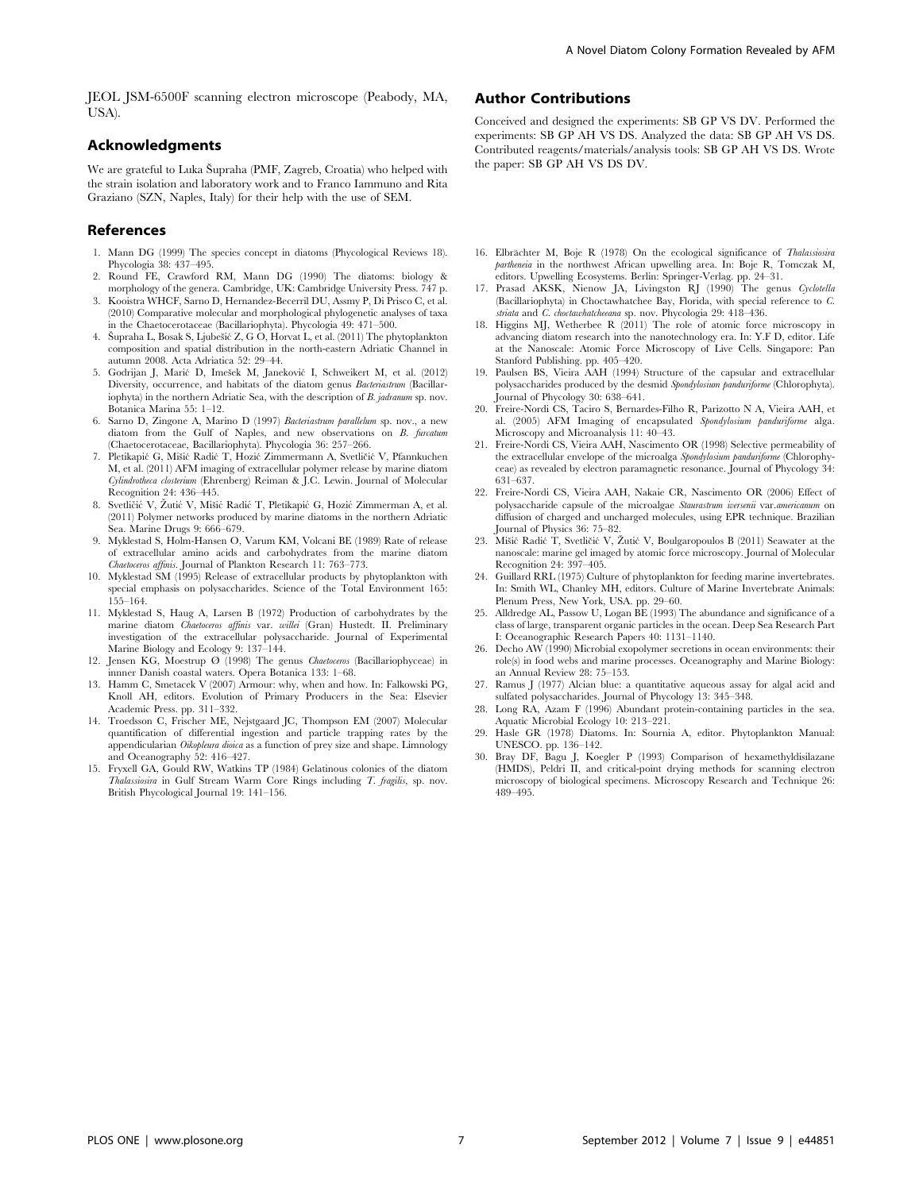JEOL JSM-6500F scanning electron microscope (Peabody, MA, USA).

## Acknowledgments

We are grateful to Luka Šupraha (PMF, Zagreb, Croatia) who helped with the strain isolation and laboratory work and to Franco Iammuno and Rita Graziano (SZN, Naples, Italy) for their help with the use of SEM.

## Author Contributions

Conceived and designed the experiments: SB GP VS DV. Performed the experiments: SB GP AH VS DS. Analyzed the data: SB GP AH VS DS. Contributed reagents/materials/analysis tools: SB GP AH VS DS. Wrote the paper: SB GP AH VS DS DV.

## References

1. Mann DG (1999) The species concept in diatoms (Phycological Reviews 18). Phycologia 38: 437–495.
2. Round FE, Crawford RM, Mann DG (1990) The diatoms: biology & morphology of the genera. Cambridge, UK: Cambridge University Press. 747 p.
3. Kooistra WHCF, Sarno D, Hernandez-Becerril DU, Assmy P, Di Prisco C, et al. (2010) Comparative molecular and morphological phylogenetic analyses of taxa in the Chaetocerotaceae (Bacillariophyta). Phycologia 49: 471–500.
4. Šupraha L, Bosak S, Ljubešić Z, G O, Horvat L, et al. (2011) The phytoplankton composition and spatial distribution in the north-eastern Adriatic Channel in autumn 2008. Acta Adriatica 52: 29–44.
5. Godrijan J, Marić D, Imešek M, Janeković I, Schweikert M, et al. (2012) Diversity, occurrence, and habitats of the diatom genus *Bacteriastrum* (Bacillariophyta) in the northern Adriatic Sea, with the description of *B. jadranum* sp. nov. Botanica Marina 55: 1–12.
6. Sarno D, Zingone A, Marino D (1997) *Bacteriastrum parallelum* sp. nov., a new diatom from the Gulf of Naples, and new observations on *B. furcatum* (Chaetocerotaceae, Bacillariophyta). Phycologia 36: 257–266.
7. Pletikapić G, Mišić Radić T, Hozić Zimmermann A, Svetličić V, Pfannkuchen M, et al. (2011) AFM imaging of extracellular polymer release by marine diatom *Cylindrotheca closterium* (Ehrenberg) Reiman & J.C. Lewin. Journal of Molecular Recognition 24: 436–445.
8. Svetličić V, Žutić V, Mišić Radić T, Pletikapić G, Hozić Zimmerman A, et al. (2011) Polymer networks produced by marine diatoms in the northern Adriatic Sea. Marine Drugs 9: 666–679.
9. Myklestad S, Holm-Hansen O, Varum KM, Volcani BE (1989) Rate of release of extracellular amino acids and carbohydrates from the marine diatom *Chaetoceros affinis*. Journal of Plankton Research 11: 763–773.
10. Myklestad SM (1995) Release of extracellular products by phytoplankton with special emphasis on polysaccharides. Science of the Total Environment 165: 155–164.
11. Myklestad S, Haug A, Larsen B (1972) Production of carbohydrates by the marine diatom *Chaetoceros affinis* var. *willei* (Gran) Hustedt. II. Preliminary investigation of the extracellular polysaccharide. Journal of Experimental Marine Biology and Ecology 9: 137–144.
12. Jensen KG, Moestrup Ø (1998) The genus *Chaetoceros* (Bacillariophyceae) in innner Danish coastal waters. Opera Botanica 133: 1–68.
13. Hamm C, Smetacek V (2007) Armour: why, when and how. In: Falkowski PG, Knoll AH, editors. Evolution of Primary Producers in the Sea: Elsevier Academic Press. pp. 311–332.
14. Troedsson C, Frischer ME, Nejstgaard JC, Thompson EM (2007) Molecular quantification of differential ingestion and particle trapping rates by the appendicularian *Oikopleura dioica* as a function of prey size and shape. Limnology and Oceanography 52: 416–427.
15. Fryxell GA, Gould RW, Watkins TP (1984) Gelatinous colonies of the diatom *Thalassiosira* in Gulf Stream Warm Core Rings including *T. fragilis*, sp. nov. British Phycological Journal 19: 141–156.
16. Elbrächter M, Boje R (1978) On the ecological significance of *Thalassiosira partheneia* in the northwest African upwelling area. In: Boje R, Tomczak M, editors. Upwelling Ecosystems. Berlin: Springer-Verlag. pp. 24–31.
17. Prasad AKSK, Nienow JA, Livingston RJ (1990) The genus *Cyclotella* (Bacillariophyta) in Choctawhatchee Bay, Florida, with special reference to *C. striata* and *C. choctawhatcheeana* sp. nov. Phycologia 29: 418–436.
18. Higgins MJ, Wetherbee R (2011) The role of atomic force microscopy in advancing diatom research into the nanotechnology era. In: Y.F D, editor. Life at the Nanoscale: Atomic Force Microscopy of Live Cells. Singapore: Pan Stanford Publishing. pp. 405–420.
19. Paulsen BS, Vieira AAH (1994) Structure of the capsular and extracellular polysaccharides produced by the desmid *Spondylosium panduriforme* (Chlorophyta). Journal of Phycology 30: 638–641.
20. Freire-Nordi CS, Taciro S, Bernardes-Filho R, Parizotto N A, Vieira AAH, et al. (2005) AFM Imaging of encapsulated *Spondylosium panduriforme* alga. Microscopy and Microanalysis 11: 40–43.
21. Freire-Nordi CS, Vieira AAH, Nascimento OR (1998) Selective permeability of the extracellular envelope of the microalga *Spondylosium panduriforme* (Chlorophyceae) as revealed by electron paramagnetic resonance. Journal of Phycology 34: 631–637.
22. Freire-Nordi CS, Vieira AAH, Nakaie CR, Nascimento OR (2006) Effect of polysaccharide capsule of the microalgae *Staurastrum iversenii* var.*americanum* on diffusion of charged and uncharged molecules, using EPR technique. Brazilian Journal of Physics 36: 75–82.
23. Mišić Radić T, Svetličić V, Žutić V, Boulgaropoulos B (2011) Seawater at the nanoscale: marine gel imaged by atomic force microscopy. Journal of Molecular Recognition 24: 397–405.
24. Guillard RRL (1975) Culture of phytoplankton for feeding marine invertebrates. In: Smith WL, Chanley MH, editors. Culture of Marine Invertebrate Animals: Plenum Press, New York, USA. pp. 29–60.
25. Alldredge AL, Passow U, Logan BE (1993) The abundance and significance of a class of large, transparent organic particles in the ocean. Deep Sea Research Part I: Oceanographic Research Papers 40: 1131–1140.
26. Decho AW (1990) Microbial exopolymer secretions in ocean environments: their role(s) in food webs and marine processes. Oceanography and Marine Biology: an Annual Review 28: 75–153.
27. Ramus J (1977) Alcian blue: a quantitative aqueous assay for algal acid and sulfated polysaccharides. Journal of Phycology 13: 345–348.
28. Long RA, Azam F (1996) Abundant protein-containing particles in the sea. Aquatic Microbial Ecology 10: 213–221.
29. Hasle GR (1978) Diatoms. In: Sournia A, editor. Phytoplankton Manual: UNESCO. pp. 136–142.
30. Bray DF, Bagu J, Koegler P (1993) Comparison of hexamethyldisilazane (HMDS), Peldri II, and critical-point drying methods for scanning electron microscopy of biological specimens. Microscopy Research and Technique 26: 489–495.